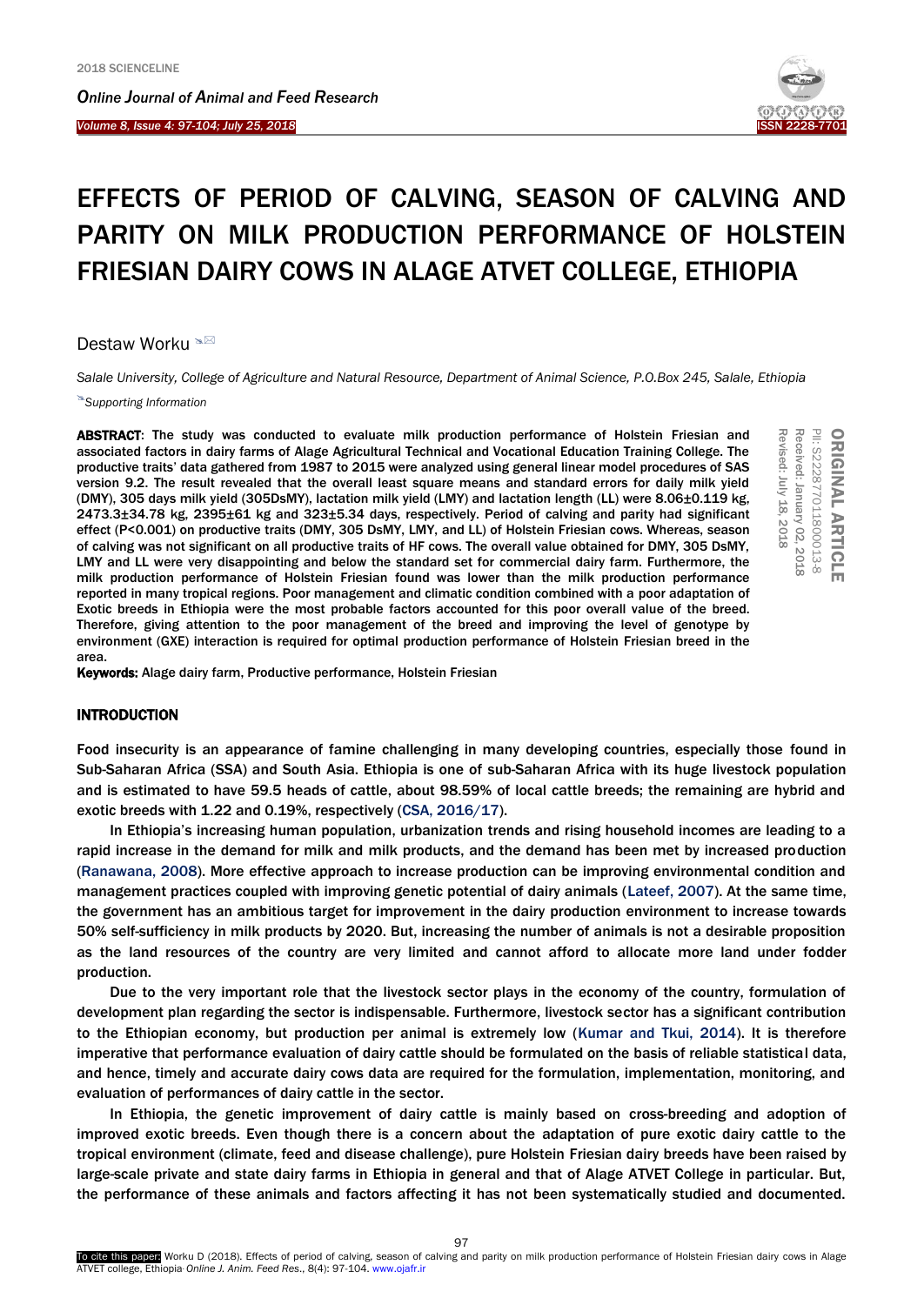# EFFECTS OF PERIOD OF CALVING, SEASON OF CALVING AND PARITY ON MILK PRODUCTION PERFORMANCE OF HOLSTEIN FRIESIAN DAIRY COWS IN ALAGE ATVET COLLEGE, ETHIOPIA

Destaw Worku

*Salale University, College of Agriculture and Natural Resource, Department of Animal Science, P.O.Box 245, Salale, Ethiopia*

*Supporting Information*

**ORIGINAL ARTICLE**
PII: S222877011800013-8
Received: January 02, 2018
Revised: July 18, 2018

**ABSTRACT**: The study was conducted to evaluate milk production performance of Holstein Friesian and associated factors in dairy farms of Alage Agricultural Technical and Vocational Education Training College. The productive traits' data gathered from 1987 to 2015 were analyzed using general linear model procedures of SAS version 9.2. The result revealed that the overall least square means and standard errors for daily milk yield (DMY), 305 days milk yield (305DsMY), lactation milk yield (LMY) and lactation length (LL) were 8.06±0.119 kg, 2473.3±34.78 kg, 2395±61 kg and 323±5.34 days, respectively. Period of calving and parity had significant effect ($P<0.001$) on productive traits (DMY, 305 DsMY, LMY, and LL) of Holstein Friesian cows. Whereas, season of calving was not significant on all productive traits of HF cows. The overall value obtained for DMY, 305 DsMY, LMY and LL were very disappointing and below the standard set for commercial dairy farm. Furthermore, the milk production performance of Holstein Friesian found was lower than the milk production performance reported in many tropical regions. Poor management and climatic condition combined with a poor adaptation of Exotic breeds in Ethiopia were the most probable factors accounted for this poor overall value of the breed. Therefore, giving attention to the poor management of the breed and improving the level of genotype by environment (GXE) interaction is required for optimal production performance of Holstein Friesian breed in the area.

**Keywords:** Alage dairy farm, Productive performance, Holstein Friesian

## INTRODUCTION

Food insecurity is an appearance of famine challenging in many developing countries, especially those found in Sub-Saharan Africa (SSA) and South Asia. Ethiopia is one of sub-Saharan Africa with its huge livestock population and is estimated to have 59.5 heads of cattle, about 98.59% of local cattle breeds; the remaining are hybrid and exotic breeds with 1.22 and 0.19%, respectively (CSA, 2016/17).

In Ethiopia's increasing human population, urbanization trends and rising household incomes are leading to a rapid increase in the demand for milk and milk products, and the demand has been met by increased production (Ranawana, 2008). More effective approach to increase production can be improving environmental condition and management practices coupled with improving genetic potential of dairy animals (Lateef, 2007). At the same time, the government has an ambitious target for improvement in the dairy production environment to increase towards 50% self-sufficiency in milk products by 2020. But, increasing the number of animals is not a desirable proposition as the land resources of the country are very limited and cannot afford to allocate more land under fodder production.

Due to the very important role that the livestock sector plays in the economy of the country, formulation of development plan regarding the sector is indispensable. Furthermore, livestock sector has a significant contribution to the Ethiopian economy, but production per animal is extremely low (Kumar and Tkui, 2014). It is therefore imperative that performance evaluation of dairy cattle should be formulated on the basis of reliable statistical data, and hence, timely and accurate dairy cows data are required for the formulation, implementation, monitoring, and evaluation of performances of dairy cattle in the sector.

In Ethiopia, the genetic improvement of dairy cattle is mainly based on cross-breeding and adoption of improved exotic breeds. Even though there is a concern about the adaptation of pure exotic dairy cattle to the tropical environment (climate, feed and disease challenge), pure Holstein Friesian dairy breeds have been raised by large-scale private and state dairy farms in Ethiopia in general and that of Alage ATVET College in particular. But, the performance of these animals and factors affecting it has not been systematically studied and documented.

To cite this paper: Worku D (2018). Effects of period of calving, season of calving and parity on milk production performance of Holstein Friesian dairy cows in Alage ATVET college, Ethiopia. *Online J. Anim. Feed Res.*, 8(4): 97-104. www.ojafr.ir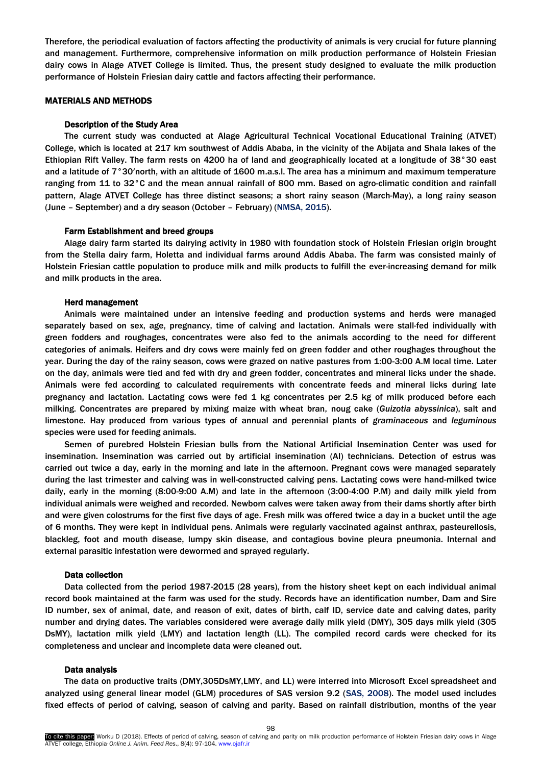Therefore, the periodical evaluation of factors affecting the productivity of animals is very crucial for future planning and management. Furthermore, comprehensive information on milk production performance of Holstein Friesian dairy cows in Alage ATVET College is limited. Thus, the present study designed to evaluate the milk production performance of Holstein Friesian dairy cattle and factors affecting their performance.

## MATERIALS AND METHODS

### Description of the Study Area

The current study was conducted at Alage Agricultural Technical Vocational Educational Training (ATVET) College, which is located at 217 km southwest of Addis Ababa, in the vicinity of the Abijata and Shala lakes of the Ethiopian Rift Valley. The farm rests on 4200 ha of land and geographically located at a longitude of 38°30 east and a latitude of 7°30′north, with an altitude of 1600 m.a.s.l. The area has a minimum and maximum temperature ranging from 11 to 32°C and the mean annual rainfall of 800 mm. Based on agro-climatic condition and rainfall pattern, Alage ATVET College has three distinct seasons; a short rainy season (March-May), a long rainy season (June – September) and a dry season (October – February) (NMSA, 2015).

### Farm Establishment and breed groups

Alage dairy farm started its dairying activity in 1980 with foundation stock of Holstein Friesian origin brought from the Stella dairy farm, Holetta and individual farms around Addis Ababa. The farm was consisted mainly of Holstein Friesian cattle population to produce milk and milk products to fulfill the ever-increasing demand for milk and milk products in the area.

### Herd management

Animals were maintained under an intensive feeding and production systems and herds were managed separately based on sex, age, pregnancy, time of calving and lactation. Animals were stall-fed individually with green fodders and roughages, concentrates were also fed to the animals according to the need for different categories of animals. Heifers and dry cows were mainly fed on green fodder and other roughages throughout the year. During the day of the rainy season, cows were grazed on native pastures from 1:00-3:00 A.M local time. Later on the day, animals were tied and fed with dry and green fodder, concentrates and mineral licks under the shade. Animals were fed according to calculated requirements with concentrate feeds and mineral licks during late pregnancy and lactation. Lactating cows were fed 1 kg concentrates per 2.5 kg of milk produced before each milking. Concentrates are prepared by mixing maize with wheat bran, noug cake (*Guizotia abyssinica*), salt and limestone. Hay produced from various types of annual and perennial plants of *graminaceous* and *leguminous* species were used for feeding animals.

Semen of purebred Holstein Friesian bulls from the National Artificial Insemination Center was used for insemination. Insemination was carried out by artificial insemination (AI) technicians. Detection of estrus was carried out twice a day, early in the morning and late in the afternoon. Pregnant cows were managed separately during the last trimester and calving was in well-constructed calving pens. Lactating cows were hand-milked twice daily, early in the morning (8:00-9:00 A.M) and late in the afternoon (3:00-4:00 P.M) and daily milk yield from individual animals were weighed and recorded. Newborn calves were taken away from their dams shortly after birth and were given colostrums for the first five days of age. Fresh milk was offered twice a day in a bucket until the age of 6 months. They were kept in individual pens. Animals were regularly vaccinated against anthrax, pasteurellosis, blackleg, foot and mouth disease, lumpy skin disease, and contagious bovine pleura pneumonia. Internal and external parasitic infestation were dewormed and sprayed regularly.

### Data collection

Data collected from the period 1987-2015 (28 years), from the history sheet kept on each individual animal record book maintained at the farm was used for the study. Records have an identification number, Dam and Sire ID number, sex of animal, date, and reason of exit, dates of birth, calf ID, service date and calving dates, parity number and drying dates. The variables considered were average daily milk yield (DMY), 305 days milk yield (305 DsMY), lactation milk yield (LMY) and lactation length (LL). The compiled record cards were checked for its completeness and unclear and incomplete data were cleaned out.

### Data analysis

The data on productive traits (DMY,305DsMY,LMY, and LL) were interred into Microsoft Excel spreadsheet and analyzed using general linear model (GLM) procedures of SAS version 9.2 (SAS, 2008). The model used includes fixed effects of period of calving, season of calving and parity. Based on rainfall distribution, months of the year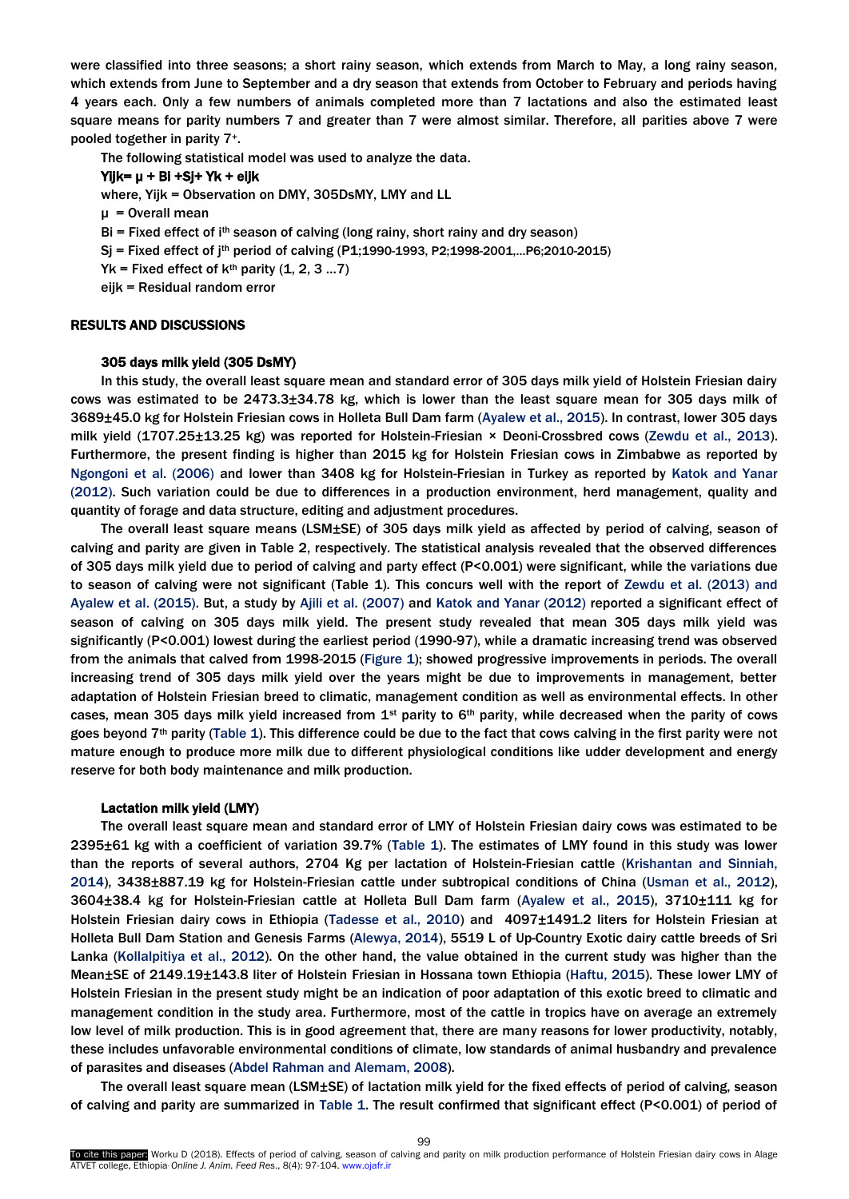were classified into three seasons; a short rainy season, which extends from March to May, a long rainy season, which extends from June to September and a dry season that extends from October to February and periods having 4 years each. Only a few numbers of animals completed more than 7 lactations and also the estimated least square means for parity numbers 7 and greater than 7 were almost similar. Therefore, all parities above 7 were pooled together in parity 7⁺.

The following statistical model was used to analyze the data.

**$Y_{ijk} = \mu + B_i + S_j + Y_k + e_{ijk}$**

where, $Y_{ijk}$ = Observation on DMY, 305DsMY, LMY and LL

$\mu$ = Overall mean

$B_i$ = Fixed effect of $i^{th}$ season of calving (long rainy, short rainy and dry season)

$S_j$ = Fixed effect of $j^{th}$ period of calving (P1;1990-1993, P2;1998-2001,...P6;2010-2015)

$Y_k$ = Fixed effect of $k^{th}$ parity (1, 2, 3 ...7)

$e_{ijk}$ = Residual random error

## RESULTS AND DISCUSSIONS

### 305 days milk yield (305 DsMY)

In this study, the overall least square mean and standard error of 305 days milk yield of Holstein Friesian dairy cows was estimated to be 2473.3±34.78 kg, which is lower than the least square mean for 305 days milk of 3689±45.0 kg for Holstein Friesian cows in Holleta Bull Dam farm (Ayalew et al., 2015). In contrast, lower 305 days milk yield (1707.25±13.25 kg) was reported for Holstein-Friesian × Deoni-Crossbred cows (Zewdu et al., 2013). Furthermore, the present finding is higher than 2015 kg for Holstein Friesian cows in Zimbabwe as reported by Ngongoni et al. (2006) and lower than 3408 kg for Holstein-Friesian in Turkey as reported by Katok and Yanar (2012). Such variation could be due to differences in a production environment, herd management, quality and quantity of forage and data structure, editing and adjustment procedures.

The overall least square means (LSM±SE) of 305 days milk yield as affected by period of calving, season of calving and parity are given in Table 2, respectively. The statistical analysis revealed that the observed differences of 305 days milk yield due to period of calving and party effect ($P<0.001$) were significant, while the variations due to season of calving were not significant (Table 1). This concurs well with the report of Zewdu et al. (2013) and Ayalew et al. (2015). But, a study by Ajili et al. (2007) and Katok and Yanar (2012) reported a significant effect of season of calving on 305 days milk yield. The present study revealed that mean 305 days milk yield was significantly ($P<0.001$) lowest during the earliest period (1990-97), while a dramatic increasing trend was observed from the animals that calved from 1998-2015 (Figure 1); showed progressive improvements in periods. The overall increasing trend of 305 days milk yield over the years might be due to improvements in management, better adaptation of Holstein Friesian breed to climatic, management condition as well as environmental effects. In other cases, mean 305 days milk yield increased from 1st parity to 6th parity, while decreased when the parity of cows goes beyond 7th parity (Table 1). This difference could be due to the fact that cows calving in the first parity were not mature enough to produce more milk due to different physiological conditions like udder development and energy reserve for both body maintenance and milk production.

### Lactation milk yield (LMY)

The overall least square mean and standard error of LMY of Holstein Friesian dairy cows was estimated to be 2395±61 kg with a coefficient of variation 39.7% (Table 1). The estimates of LMY found in this study was lower than the reports of several authors, 2704 Kg per lactation of Holstein-Friesian cattle (Krishantan and Sinniah, 2014), 3438±887.19 kg for Holstein-Friesian cattle under subtropical conditions of China (Usman et al., 2012), 3604±38.4 kg for Holstein-Friesian cattle at Holleta Bull Dam farm (Ayalew et al., 2015), 3710±111 kg for Holstein Friesian dairy cows in Ethiopia (Tadesse et al., 2010) and 4097±1491.2 liters for Holstein Friesian at Holleta Bull Dam Station and Genesis Farms (Alewya, 2014), 5519 L of Up-Country Exotic dairy cattle breeds of Sri Lanka (Kollalpitiya et al., 2012). On the other hand, the value obtained in the current study was higher than the Mean±SE of 2149.19±143.8 liter of Holstein Friesian in Hossana town Ethiopia (Haftu, 2015). These lower LMY of Holstein Friesian in the present study might be an indication of poor adaptation of this exotic breed to climatic and management condition in the study area. Furthermore, most of the cattle in tropics have on average an extremely low level of milk production. This is in good agreement that, there are many reasons for lower productivity, notably, these includes unfavorable environmental conditions of climate, low standards of animal husbandry and prevalence of parasites and diseases (Abdel Rahman and Alemam, 2008).

The overall least square mean (LSM±SE) of lactation milk yield for the fixed effects of period of calving, season of calving and parity are summarized in Table 1. The result confirmed that significant effect ($P<0.001$) of period of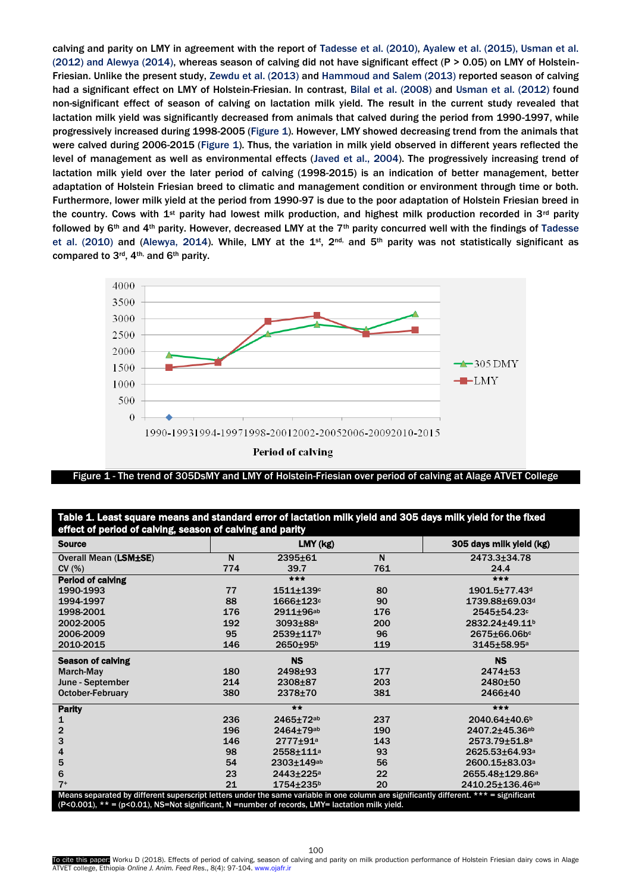calving and parity on LMY in agreement with the report of Tadesse et al. (2010), Ayalew et al. (2015), Usman et al. (2012) and Alewya (2014), whereas season of calving did not have significant effect (P > 0.05) on LMY of Holstein-Friesian. Unlike the present study, Zewdu et al. (2013) and Hammoud and Salem (2013) reported season of calving had a significant effect on LMY of Holstein-Friesian. In contrast, Bilal et al. (2008) and Usman et al. (2012) found non-significant effect of season of calving on lactation milk yield. The result in the current study revealed that lactation milk yield was significantly decreased from animals that calved during the period from 1990-1997, while progressively increased during 1998-2005 (Figure 1). However, LMY showed decreasing trend from the animals that were calved during 2006-2015 (Figure 1). Thus, the variation in milk yield observed in different years reflected the level of management as well as environmental effects (Javed et al., 2004). The progressively increasing trend of lactation milk yield over the later period of calving (1998-2015) is an indication of better management, better adaptation of Holstein Friesian breed to climatic and management condition or environment through time or both. Furthermore, lower milk yield at the period from 1990-97 is due to the poor adaptation of Holstein Friesian breed in the country. Cows with 1st parity had lowest milk production, and highest milk production recorded in 3rd parity followed by 6th and 4th parity. However, decreased LMY at the 7th parity concurred well with the findings of Tadesse et al. (2010) and (Alewya, 2014). While, LMY at the 1st, 2nd, and 5th parity was not statistically significant as compared to 3rd, 4th, and 6th parity.

Figure 1 - The trend of 305DsMY and LMY of Holstein-Friesian over period of calving at Alage ATVET College

**Table 1. Least square means and standard error of lactation milk yield and 305 days milk yield for the fixed effect of period of calving, season of calving and parity**

| Source | | LMY (kg) | | 305 days milk yield (kg) |
|---|---|---|---|---|
| Overall Mean (LSM±SE) | N | 2395±61 | N | 2473.3±34.78 |
| CV (%) | 774 | 39.7 | 761 | 24.4 |
| **Period of calving** | | *** | | *** |
| 1990-1993 | 77 | 1511±139$^{c}$ | 80 | 1901.5±77.43$^{d}$ |
| 1994-1997 | 88 | 1666±123$^{c}$ | 90 | 1739.88±69.03$^{d}$ |
| 1998-2001 | 176 | 2911±96$^{ab}$ | 176 | 2545±54.23$^{c}$ |
| 2002-2005 | 192 | 3093±88$^{a}$ | 200 | 2832.24±49.11$^{b}$ |
| 2006-2009 | 95 | 2539±117$^{b}$ | 96 | 2675±66.06$^{bc}$ |
| 2010-2015 | 146 | 2650±95$^{b}$ | 119 | 3145±58.95$^{a}$ |
| **Season of calving** | | NS | | NS |
| March-May | 180 | 2498±93 | 177 | 2474±53 |
| June - September | 214 | 2308±87 | 203 | 2480±50 |
| October-February | 380 | 2378±70 | 381 | 2466±40 |
| **Parity** | | ** | | *** |
| 1 | 236 | 2465±72$^{ab}$ | 237 | 2040.64±40.6$^{b}$ |
| 2 | 196 | 2464±79$^{ab}$ | 190 | 2407.2±45.36$^{ab}$ |
| 3 | 146 | 2777±91$^{a}$ | 143 | 2573.79±51.8$^{a}$ |
| 4 | 98 | 2558±111$^{a}$ | 93 | 2625.53±64.93$^{a}$ |
| 5 | 54 | 2303±149$^{ab}$ | 56 | 2600.15±83.03$^{a}$ |
| 6 | 23 | 2443±225$^{a}$ | 22 | 2655.48±129.86$^{a}$ |
| 7+ | 21 | 1754±235$^{b}$ | 20 | 2410.25±136.46$^{ab}$ |

Means separated by different superscript letters under the same variable in one column are significantly different. *** = significant (P<0.001), ** = (p<0.01), NS=Not significant, N =number of records, LMY= lactation milk yield.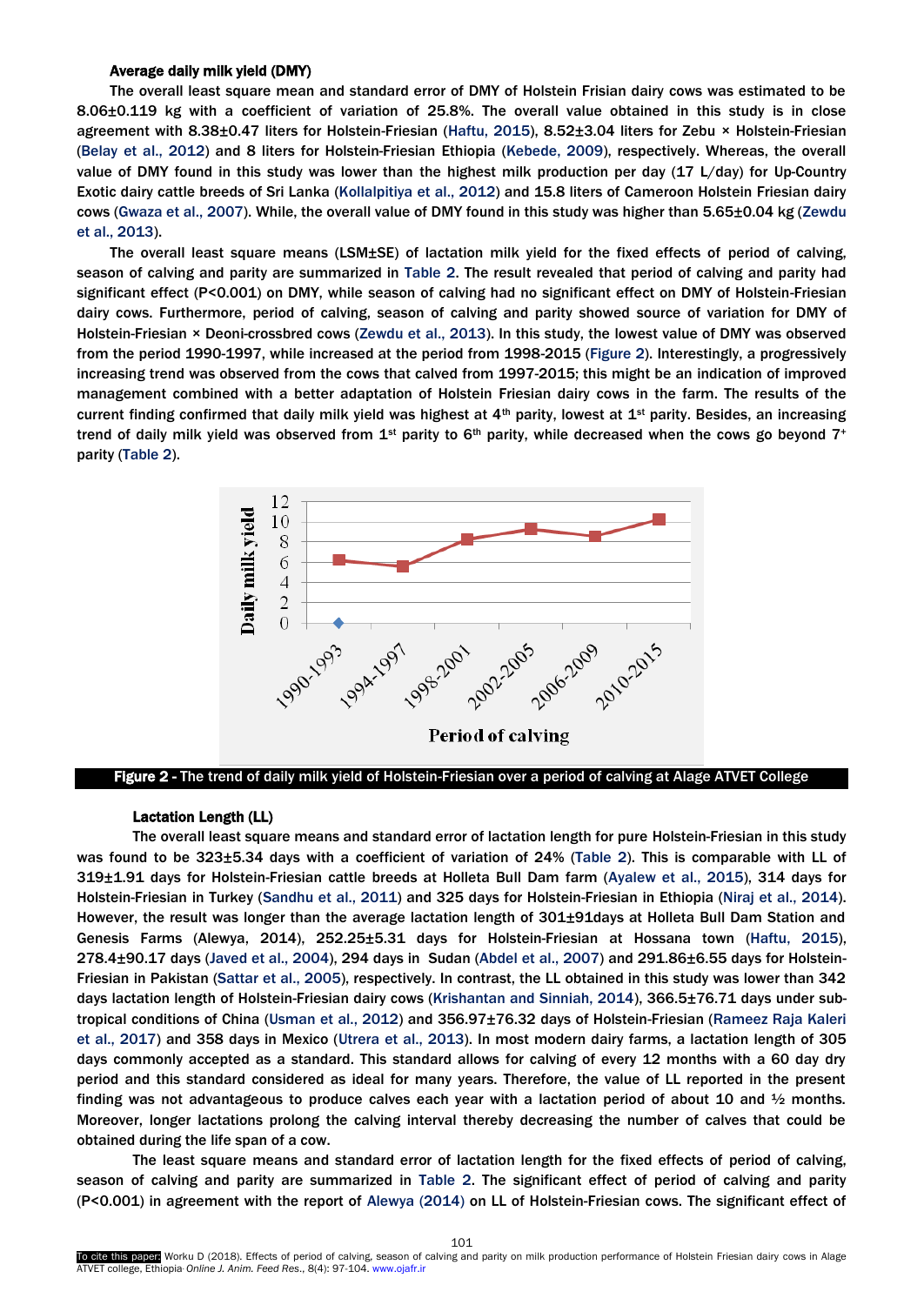### Average daily milk yield (DMY)

The overall least square mean and standard error of DMY of Holstein Frisian dairy cows was estimated to be 8.06±0.119 kg with a coefficient of variation of 25.8%. The overall value obtained in this study is in close agreement with 8.38±0.47 liters for Holstein-Friesian (Haftu, 2015), 8.52±3.04 liters for Zebu × Holstein-Friesian (Belay et al., 2012) and 8 liters for Holstein-Friesian Ethiopia (Kebede, 2009), respectively. Whereas, the overall value of DMY found in this study was lower than the highest milk production per day (17 L/day) for Up-Country Exotic dairy cattle breeds of Sri Lanka (Kollalpitiya et al., 2012) and 15.8 liters of Cameroon Holstein Friesian dairy cows (Gwaza et al., 2007). While, the overall value of DMY found in this study was higher than 5.65±0.04 kg (Zewdu et al., 2013).

The overall least square means (LSM±SE) of lactation milk yield for the fixed effects of period of calving, season of calving and parity are summarized in Table 2. The result revealed that period of calving and parity had significant effect (P<0.001) on DMY, while season of calving had no significant effect on DMY of Holstein-Friesian dairy cows. Furthermore, period of calving, season of calving and parity showed source of variation for DMY of Holstein-Friesian × Deoni-crossbred cows (Zewdu et al., 2013). In this study, the lowest value of DMY was observed from the period 1990-1997, while increased at the period from 1998-2015 (Figure 2). Interestingly, a progressively increasing trend was observed from the cows that calved from 1997-2015; this might be an indication of improved management combined with a better adaptation of Holstein Friesian dairy cows in the farm. The results of the current finding confirmed that daily milk yield was highest at 4th parity, lowest at 1st parity. Besides, an increasing trend of daily milk yield was observed from 1st parity to 6th parity, while decreased when the cows go beyond 7+ parity (Table 2).

**Figure 2 -** The trend of daily milk yield of Holstein-Friesian over a period of calving at Alage ATVET College

### Lactation Length (LL)

The overall least square means and standard error of lactation length for pure Holstein-Friesian in this study was found to be 323±5.34 days with a coefficient of variation of 24% (Table 2). This is comparable with LL of 319±1.91 days for Holstein-Friesian cattle breeds at Holleta Bull Dam farm (Ayalew et al., 2015), 314 days for Holstein-Friesian in Turkey (Sandhu et al., 2011) and 325 days for Holstein-Friesian in Ethiopia (Niraj et al., 2014). However, the result was longer than the average lactation length of 301±91days at Holleta Bull Dam Station and Genesis Farms (Alewya, 2014), 252.25±5.31 days for Holstein-Friesian at Hossana town (Haftu, 2015), 278.4±90.17 days (Javed et al., 2004), 294 days in Sudan (Abdel et al., 2007) and 291.86±6.55 days for Holstein-Friesian in Pakistan (Sattar et al., 2005), respectively. In contrast, the LL obtained in this study was lower than 342 days lactation length of Holstein-Friesian dairy cows (Krishantan and Sinniah, 2014), 366.5±76.71 days under sub-tropical conditions of China (Usman et al., 2012) and 356.97±76.32 days of Holstein-Friesian (Rameez Raja Kaleri et al., 2017) and 358 days in Mexico (Utrera et al., 2013). In most modern dairy farms, a lactation length of 305 days commonly accepted as a standard. This standard allows for calving of every 12 months with a 60 day dry period and this standard considered as ideal for many years. Therefore, the value of LL reported in the present finding was not advantageous to produce calves each year with a lactation period of about 10 and ½ months. Moreover, longer lactations prolong the calving interval thereby decreasing the number of calves that could be obtained during the life span of a cow.

The least square means and standard error of lactation length for the fixed effects of period of calving, season of calving and parity are summarized in Table 2. The significant effect of period of calving and parity (P<0.001) in agreement with the report of Alewya (2014) on LL of Holstein-Friesian cows. The significant effect of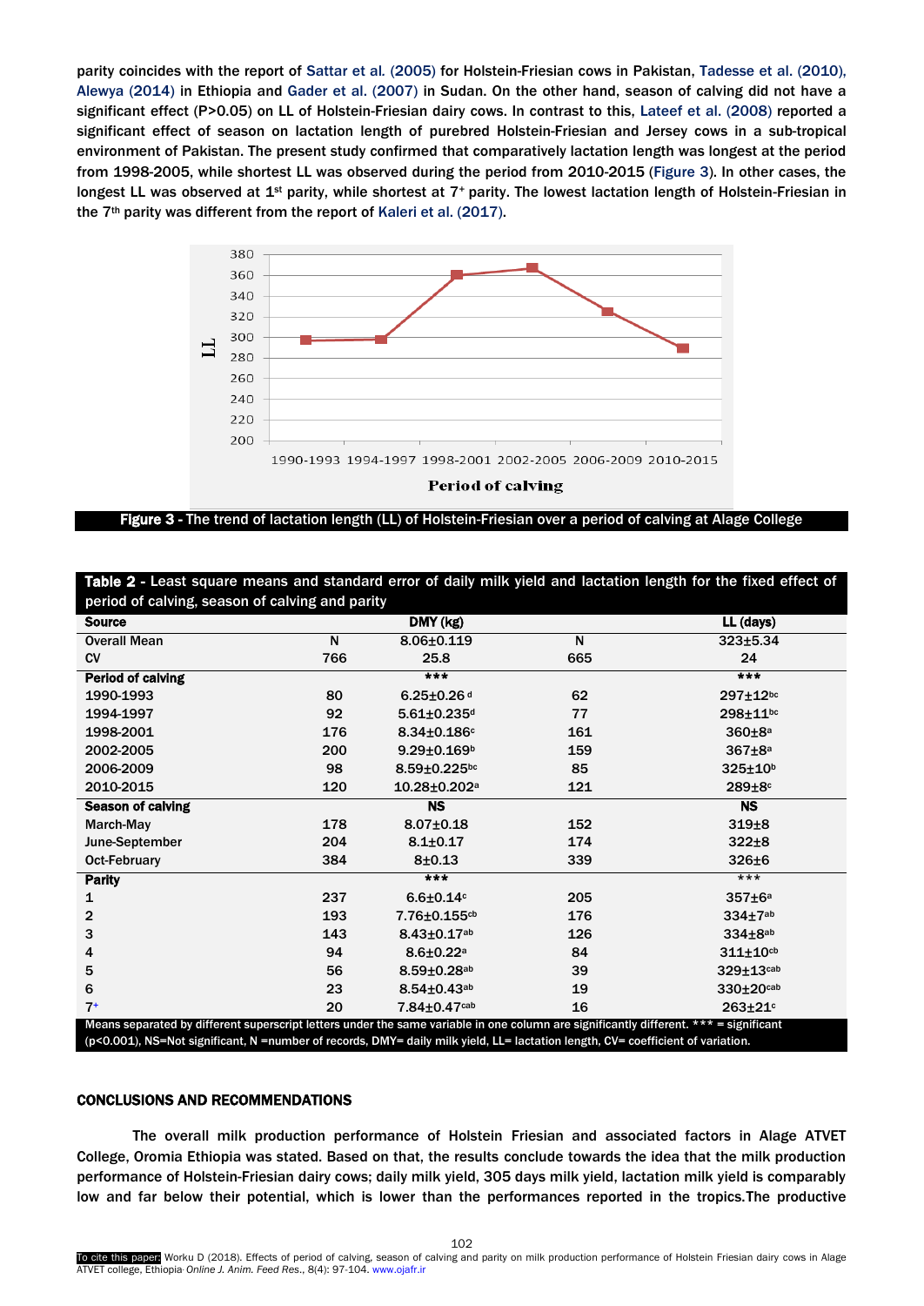parity coincides with the report of Sattar et al. (2005) for Holstein-Friesian cows in Pakistan, Tadesse et al. (2010), Alewya (2014) in Ethiopia and Gader et al. (2007) in Sudan. On the other hand, season of calving did not have a significant effect (P>0.05) on LL of Holstein-Friesian dairy cows. In contrast to this, Lateef et al. (2008) reported a significant effect of season on lactation length of purebred Holstein-Friesian and Jersey cows in a sub-tropical environment of Pakistan. The present study confirmed that comparatively lactation length was longest at the period from 1998-2005, while shortest LL was observed during the period from 2010-2015 (Figure 3). In other cases, the longest LL was observed at 1st parity, while shortest at 7+ parity. The lowest lactation length of Holstein-Friesian in the 7th parity was different from the report of Kaleri et al. (2017).

**Figure 3** - The trend of lactation length (LL) of Holstein-Friesian over a period of calving at Alage College

**Table 2** - Least square means and standard error of daily milk yield and lactation length for the fixed effect of period of calving, season of calving and parity

| Source | N | DMY (kg) | N | LL (days) |
|---|---|---|---|---|
| Overall Mean | N | 8.06±0.119 | N | 323±5.34 |
| CV | 766 | 25.8 | 665 | 24 |
| **Period of calving** | | *** | | *** |
| 1990-1993 | 80 | 6.25±0.26$^{d}$ | 62 | 297±12$^{bc}$ |
| 1994-1997 | 92 | 5.61±0.235$^{d}$ | 77 | 298±11$^{bc}$ |
| 1998-2001 | 176 | 8.34±0.186$^{c}$ | 161 | 360±8$^{a}$ |
| 2002-2005 | 200 | 9.29±0.169$^{b}$ | 159 | 367±8$^{a}$ |
| 2006-2009 | 98 | 8.59±0.225$^{bc}$ | 85 | 325±10$^{b}$ |
| 2010-2015 | 120 | 10.28±0.202$^{a}$ | 121 | 289±8$^{c}$ |
| **Season of calving** | | NS | | NS |
| March-May | 178 | 8.07±0.18 | 152 | 319±8 |
| June-September | 204 | 8.1±0.17 | 174 | 322±8 |
| Oct-February | 384 | 8±0.13 | 339 | 326±6 |
| **Parity** | | *** | | *** |
| 1 | 237 | 6.6±0.14$^{c}$ | 205 | 357±6$^{a}$ |
| 2 | 193 | 7.76±0.155$^{cb}$ | 176 | 334±7$^{ab}$ |
| 3 | 143 | 8.43±0.17$^{ab}$ | 126 | 334±8$^{ab}$ |
| 4 | 94 | 8.6±0.22$^{a}$ | 84 | 311±10$^{cb}$ |
| 5 | 56 | 8.59±0.28$^{ab}$ | 39 | 329±13$^{cab}$ |
| 6 | 23 | 8.54±0.43$^{ab}$ | 19 | 330±20$^{cab}$ |
| 7+ | 20 | 7.84±0.47$^{cab}$ | 16 | 263±21$^{c}$ |

Means separated by different superscript letters under the same variable in one column are significantly different. *** = significant (p<0.001), NS=Not significant, N =number of records, DMY= daily milk yield, LL= lactation length, CV= coefficient of variation.

## CONCLUSIONS AND RECOMMENDATIONS

The overall milk production performance of Holstein Friesian and associated factors in Alage ATVET College, Oromia Ethiopia was stated. Based on that, the results conclude towards the idea that the milk production performance of Holstein-Friesian dairy cows; daily milk yield, 305 days milk yield, lactation milk yield is comparably low and far below their potential, which is lower than the performances reported in the tropics.The productive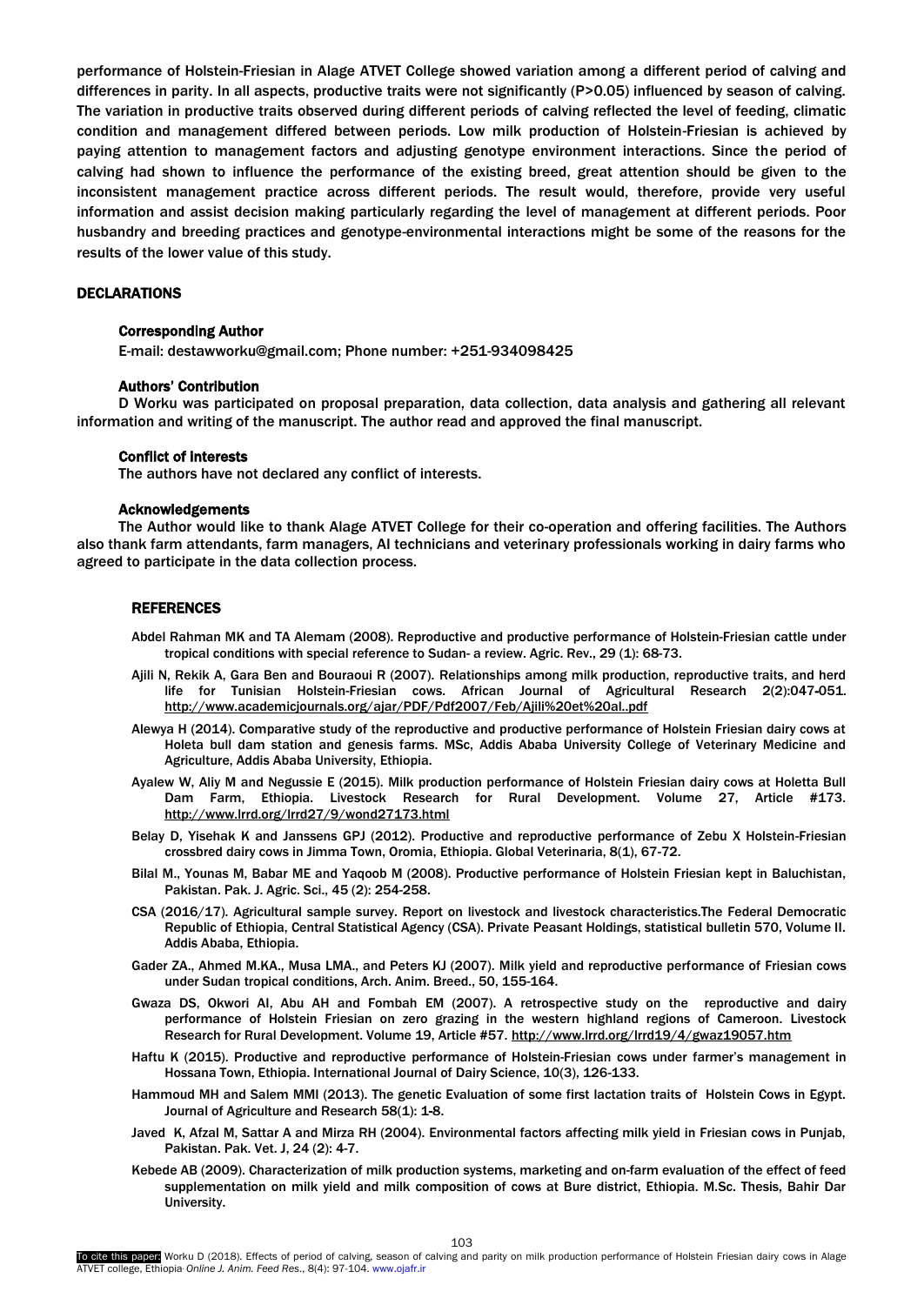performance of Holstein-Friesian in Alage ATVET College showed variation among a different period of calving and differences in parity. In all aspects, productive traits were not significantly (P>0.05) influenced by season of calving. The variation in productive traits observed during different periods of calving reflected the level of feeding, climatic condition and management differed between periods. Low milk production of Holstein-Friesian is achieved by paying attention to management factors and adjusting genotype environment interactions. Since the period of calving had shown to influence the performance of the existing breed, great attention should be given to the inconsistent management practice across different periods. The result would, therefore, provide very useful information and assist decision making particularly regarding the level of management at different periods. Poor husbandry and breeding practices and genotype-environmental interactions might be some of the reasons for the results of the lower value of this study.

## DECLARATIONS

### Corresponding Author

E-mail: destawworku@gmail.com; Phone number: +251-934098425

### Authors' Contribution

D Worku was participated on proposal preparation, data collection, data analysis and gathering all relevant information and writing of the manuscript. The author read and approved the final manuscript.

### Conflict of interests

The authors have not declared any conflict of interests.

### Acknowledgements

The Author would like to thank Alage ATVET College for their co-operation and offering facilities. The Authors also thank farm attendants, farm managers, AI technicians and veterinary professionals working in dairy farms who agreed to participate in the data collection process.

## REFERENCES

Abdel Rahman MK and TA Alemam (2008). Reproductive and productive performance of Holstein-Friesian cattle under tropical conditions with special reference to Sudan- a review. Agric. Rev., 29 (1): 68-73.

Ajili N, Rekik A, Gara Ben and Bouraoui R (2007). Relationships among milk production, reproductive traits, and herd life for Tunisian Holstein-Friesian cows. African Journal of Agricultural Research 2(2):047-051. http://www.academicjournals.org/ajar/PDF/Pdf2007/Feb/Ajili%20et%20al..pdf

Alewya H (2014). Comparative study of the reproductive and productive performance of Holstein Friesian dairy cows at Holeta bull dam station and genesis farms. MSc, Addis Ababa University College of Veterinary Medicine and Agriculture, Addis Ababa University, Ethiopia.

Ayalew W, Aliy M and Negussie E (2015). Milk production performance of Holstein Friesian dairy cows at Holetta Bull Dam Farm, Ethiopia. Livestock Research for Rural Development. Volume 27, Article #173. http://www.lrrd.org/lrrd27/9/wond27173.html

Belay D, Yisehak K and Janssens GPJ (2012). Productive and reproductive performance of Zebu X Holstein-Friesian crossbred dairy cows in Jimma Town, Oromia, Ethiopia. Global Veterinaria, 8(1), 67-72.

Bilal M., Younas M, Babar ME and Yaqoob M (2008). Productive performance of Holstein Friesian kept in Baluchistan, Pakistan. Pak. J. Agric. Sci., 45 (2): 254-258.

CSA (2016/17). Agricultural sample survey. Report on livestock and livestock characteristics.The Federal Democratic Republic of Ethiopia, Central Statistical Agency (CSA). Private Peasant Holdings, statistical bulletin 570, Volume II. Addis Ababa, Ethiopia.

Gader ZA., Ahmed M.KA., Musa LMA., and Peters KJ (2007). Milk yield and reproductive performance of Friesian cows under Sudan tropical conditions, Arch. Anim. Breed., 50, 155-164.

Gwaza DS, Okwori AI, Abu AH and Fombah EM (2007). A retrospective study on the reproductive and dairy performance of Holstein Friesian on zero grazing in the western highland regions of Cameroon. Livestock Research for Rural Development. Volume 19, Article #57. http://www.lrrd.org/lrrd19/4/gwaz19057.htm

Haftu K (2015). Productive and reproductive performance of Holstein-Friesian cows under farmer's management in Hossana Town, Ethiopia. International Journal of Dairy Science, 10(3), 126-133.

Hammoud MH and Salem MMI (2013). The genetic Evaluation of some first lactation traits of Holstein Cows in Egypt. Journal of Agriculture and Research 58(1): 1-8.

Javed K, Afzal M, Sattar A and Mirza RH (2004). Environmental factors affecting milk yield in Friesian cows in Punjab, Pakistan. Pak. Vet. J, 24 (2): 4-7.

Kebede AB (2009). Characterization of milk production systems, marketing and on-farm evaluation of the effect of feed supplementation on milk yield and milk composition of cows at Bure district, Ethiopia. M.Sc. Thesis, Bahir Dar University.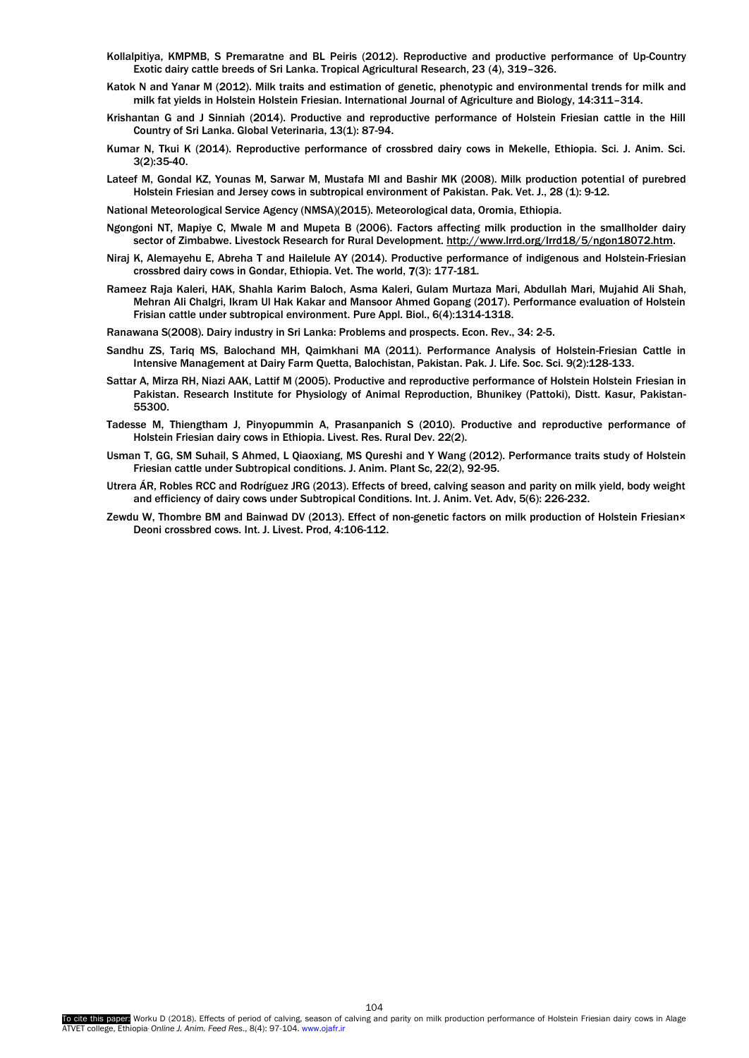Kollalpitiya, KMPMB, S Premaratne and BL Peiris (2012). Reproductive and productive performance of Up-Country Exotic dairy cattle breeds of Sri Lanka. Tropical Agricultural Research, 23 (4), 319–326.

Katok N and Yanar M (2012). Milk traits and estimation of genetic, phenotypic and environmental trends for milk and milk fat yields in Holstein Holstein Friesian. International Journal of Agriculture and Biology, 14:311–314.

Krishantan G and J Sinniah (2014). Productive and reproductive performance of Holstein Friesian cattle in the Hill Country of Sri Lanka. Global Veterinaria, 13(1): 87-94.

Kumar N, Tkui K (2014). Reproductive performance of crossbred dairy cows in Mekelle, Ethiopia. Sci. J. Anim. Sci. 3(2):35-40.

Lateef M, Gondal KZ, Younas M, Sarwar M, Mustafa MI and Bashir MK (2008). Milk production potential of purebred Holstein Friesian and Jersey cows in subtropical environment of Pakistan. Pak. Vet. J., 28 (1): 9-12.

National Meteorological Service Agency (NMSA)(2015). Meteorological data, Oromia, Ethiopia.

Ngongoni NT, Mapiye C, Mwale M and Mupeta B (2006). Factors affecting milk production in the smallholder dairy sector of Zimbabwe. Livestock Research for Rural Development. http://www.lrrd.org/lrrd18/5/ngon18072.htm.

Niraj K, Alemayehu E, Abreha T and Hailelule AY (2014). Productive performance of indigenous and Holstein-Friesian crossbred dairy cows in Gondar, Ethiopia. Vet. The world, 7(3): 177-181.

Rameez Raja Kaleri, HAK, Shahla Karim Baloch, Asma Kaleri, Gulam Murtaza Mari, Abdullah Mari, Mujahid Ali Shah, Mehran Ali Chalgri, Ikram Ul Hak Kakar and Mansoor Ahmed Gopang (2017). Performance evaluation of Holstein Frisian cattle under subtropical environment. Pure Appl. Biol., 6(4):1314-1318.

Ranawana S(2008). Dairy industry in Sri Lanka: Problems and prospects. Econ. Rev., 34: 2-5.

Sandhu ZS, Tariq MS, Balochand MH, Qaimkhani MA (2011). Performance Analysis of Holstein-Friesian Cattle in Intensive Management at Dairy Farm Quetta, Balochistan, Pakistan. Pak. J. Life. Soc. Sci. 9(2):128-133.

Sattar A, Mirza RH, Niazi AAK, Lattif M (2005). Productive and reproductive performance of Holstein Holstein Friesian in Pakistan. Research Institute for Physiology of Animal Reproduction, Bhunikey (Pattoki), Distt. Kasur, Pakistan-55300.

Tadesse M, Thiengtham J, Pinyopummin A, Prasanpanich S (2010). Productive and reproductive performance of Holstein Friesian dairy cows in Ethiopia. Livest. Res. Rural Dev. 22(2).

Usman T, GG, SM Suhail, S Ahmed, L Qiaoxiang, MS Qureshi and Y Wang (2012). Performance traits study of Holstein Friesian cattle under Subtropical conditions. J. Anim. Plant Sc, 22(2), 92-95.

Utrera ÁR, Robles RCC and Rodríguez JRG (2013). Effects of breed, calving season and parity on milk yield, body weight and efficiency of dairy cows under Subtropical Conditions. Int. J. Anim. Vet. Adv, 5(6): 226-232.

Zewdu W, Thombre BM and Bainwad DV (2013). Effect of non-genetic factors on milk production of Holstein Friesian× Deoni crossbred cows. Int. J. Livest. Prod, 4:106-112.